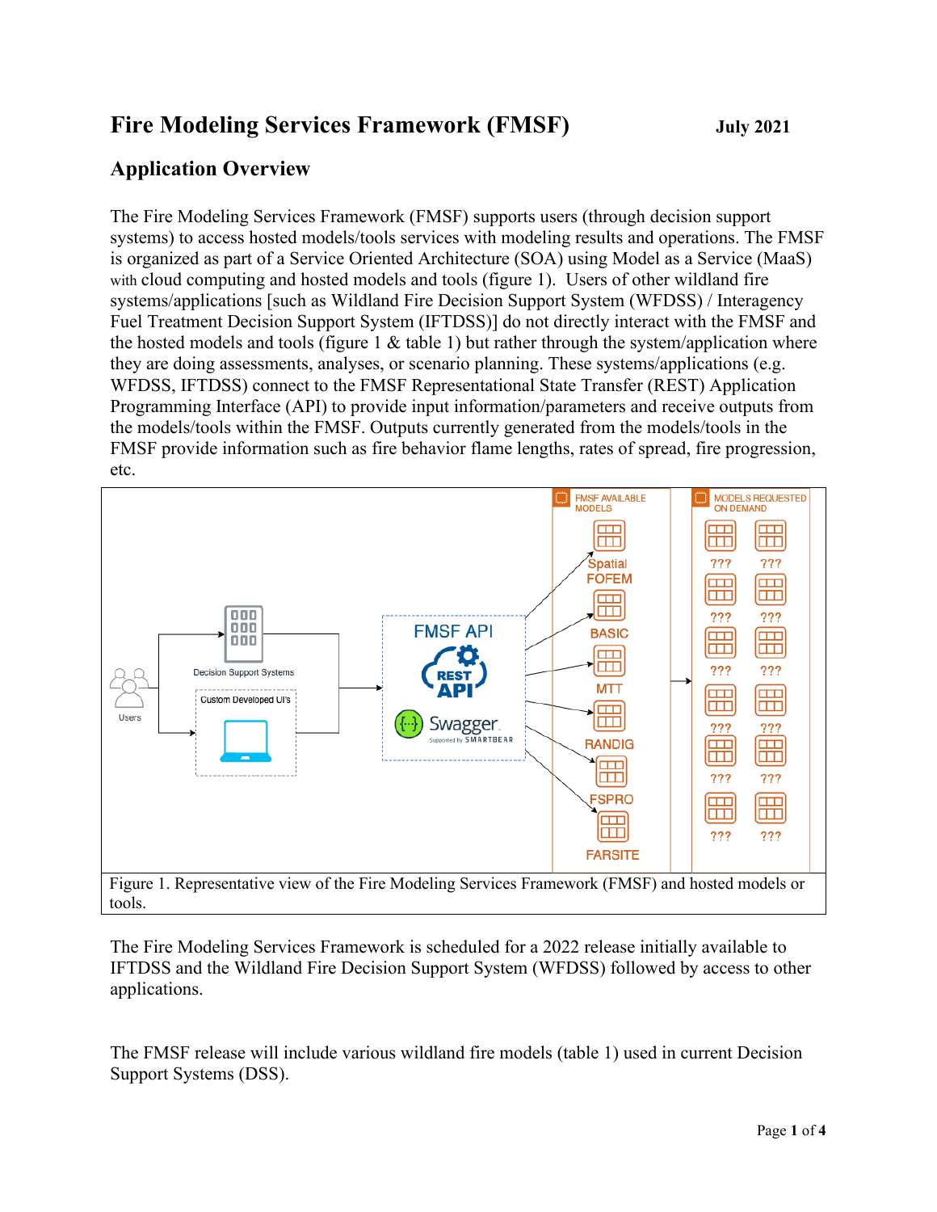# Fire Modeling Services Framework (FMSF)

**July 2021**

## Application Overview

The Fire Modeling Services Framework (FMSF) supports users (through decision support systems) to access hosted models/tools services with modeling results and operations. The FMSF is organized as part of a Service Oriented Architecture (SOA) using Model as a Service (MaaS) with cloud computing and hosted models and tools (figure 1). Users of other wildland fire systems/applications [such as Wildland Fire Decision Support System (WFDSS) / Interagency Fuel Treatment Decision Support System (IFTDSS)] do not directly interact with the FMSF and the hosted models and tools (figure 1 & table 1) but rather through the system/application where they are doing assessments, analyses, or scenario planning. These systems/applications (e.g. WFDSS, IFTDSS) connect to the FMSF Representational State Transfer (REST) Application Programming Interface (API) to provide input information/parameters and receive outputs from the models/tools within the FMSF. Outputs currently generated from the models/tools in the FMSF provide information such as fire behavior flame lengths, rates of spread, fire progression, etc.

Figure 1. Representative view of the Fire Modeling Services Framework (FMSF) and hosted models or tools.

The Fire Modeling Services Framework is scheduled for a 2022 release initially available to IFTDSS and the Wildland Fire Decision Support System (WFDSS) followed by access to other applications.

The FMSF release will include various wildland fire models (table 1) used in current Decision Support Systems (DSS).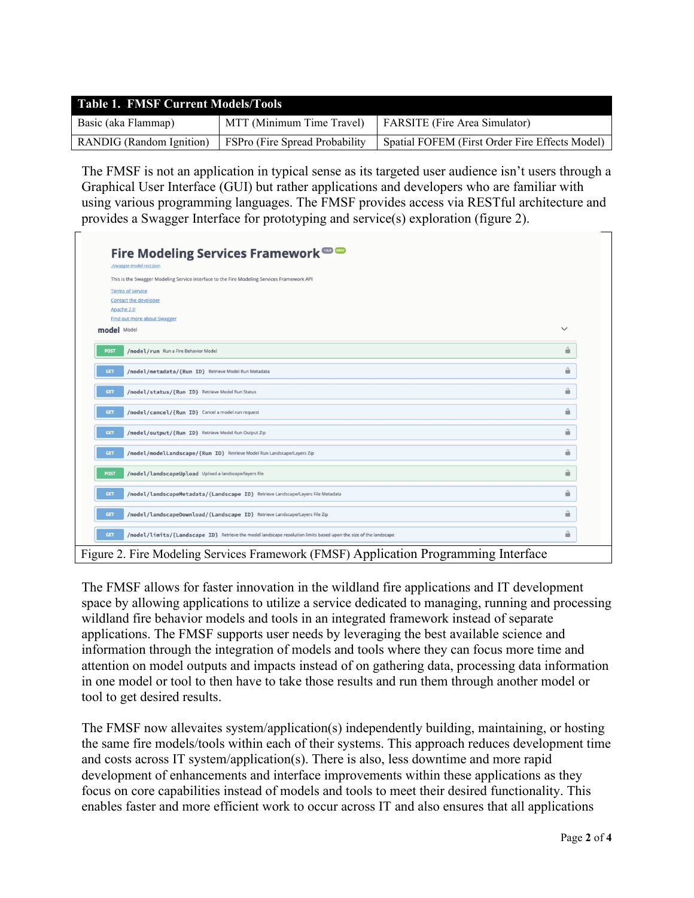| Table 1. FMSF Current Models/Tools | | |
| --- | --- | --- |
| Basic (aka Flammap) | MTT (Minimum Time Travel) | FARSITE (Fire Area Simulator) |
| RANDIG (Random Ignition) | FSPro (Fire Spread Probability | Spatial FOFEM (First Order Fire Effects Model) |

The FMSF is not an application in typical sense as its targeted user audience isn't users through a Graphical User Interface (GUI) but rather applications and developers who are familiar with using various programming languages. The FMSF provides access via RESTful architecture and provides a Swagger Interface for prototyping and service(s) exploration (figure 2).

Figure 2. Fire Modeling Services Framework (FMSF) Application Programming Interface

The FMSF allows for faster innovation in the wildland fire applications and IT development space by allowing applications to utilize a service dedicated to managing, running and processing wildland fire behavior models and tools in an integrated framework instead of separate applications. The FMSF supports user needs by leveraging the best available science and information through the integration of models and tools where they can focus more time and attention on model outputs and impacts instead of on gathering data, processing data information in one model or tool to then have to take those results and run them through another model or tool to get desired results.

The FMSF now allevaites system/application(s) independently building, maintaining, or hosting the same fire models/tools within each of their systems. This approach reduces development time and costs across IT system/application(s). There is also, less downtime and more rapid development of enhancements and interface improvements within these applications as they focus on core capabilities instead of models and tools to meet their desired functionality. This enables faster and more efficient work to occur across IT and also ensures that all applications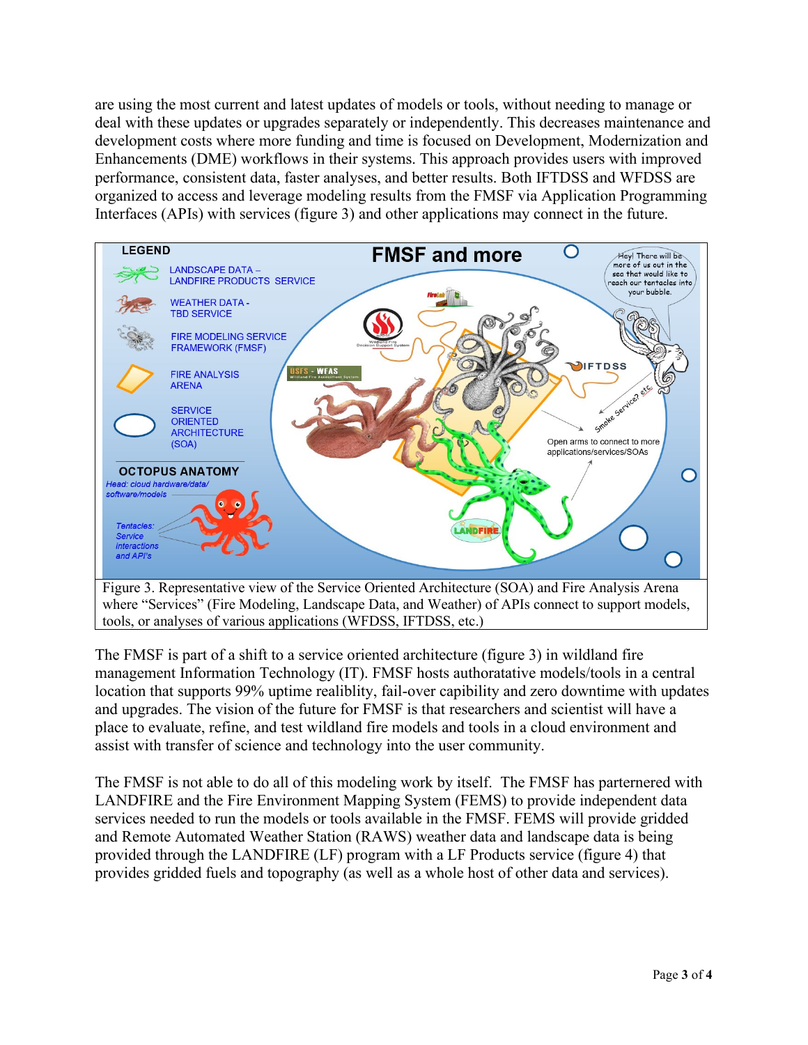are using the most current and latest updates of models or tools, without needing to manage or deal with these updates or upgrades separately or independently. This decreases maintenance and development costs where more funding and time is focused on Development, Modernization and Enhancements (DME) workflows in their systems. This approach provides users with improved performance, consistent data, faster analyses, and better results. Both IFTDSS and WFDSS are organized to access and leverage modeling results from the FMSF via Application Programming Interfaces (APIs) with services (figure 3) and other applications may connect in the future.

Figure 3. Representative view of the Service Oriented Architecture (SOA) and Fire Analysis Arena where "Services" (Fire Modeling, Landscape Data, and Weather) of APIs connect to support models, tools, or analyses of various applications (WFDSS, IFTDSS, etc.)

The FMSF is part of a shift to a service oriented architecture (figure 3) in wildland fire management Information Technology (IT). FMSF hosts authoratative models/tools in a central location that supports 99% uptime realiblity, fail-over capibility and zero downtime with updates and upgrades. The vision of the future for FMSF is that researchers and scientist will have a place to evaluate, refine, and test wildland fire models and tools in a cloud environment and assist with transfer of science and technology into the user community.

The FMSF is not able to do all of this modeling work by itself. The FMSF has parternered with LANDFIRE and the Fire Environment Mapping System (FEMS) to provide independent data services needed to run the models or tools available in the FMSF. FEMS will provide gridded and Remote Automated Weather Station (RAWS) weather data and landscape data is being provided through the LANDFIRE (LF) program with a LF Products service (figure 4) that provides gridded fuels and topography (as well as a whole host of other data and services).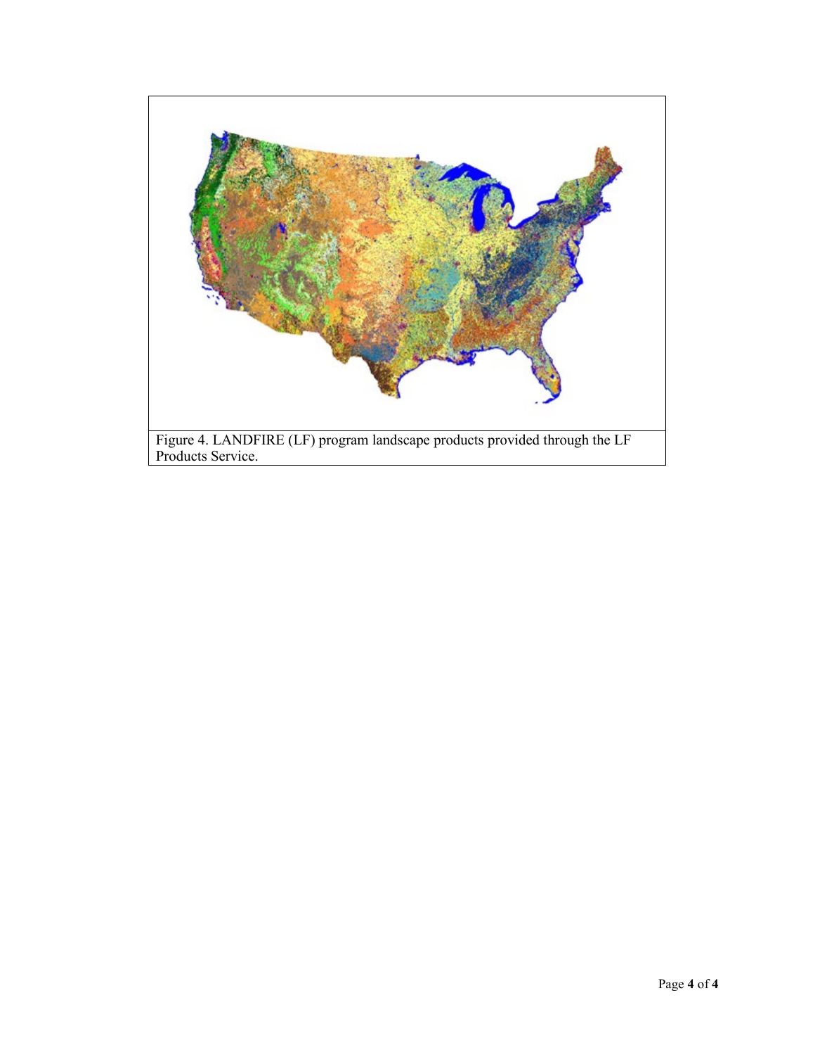Figure 4. LANDFIRE (LF) program landscape products provided through the LF Products Service.